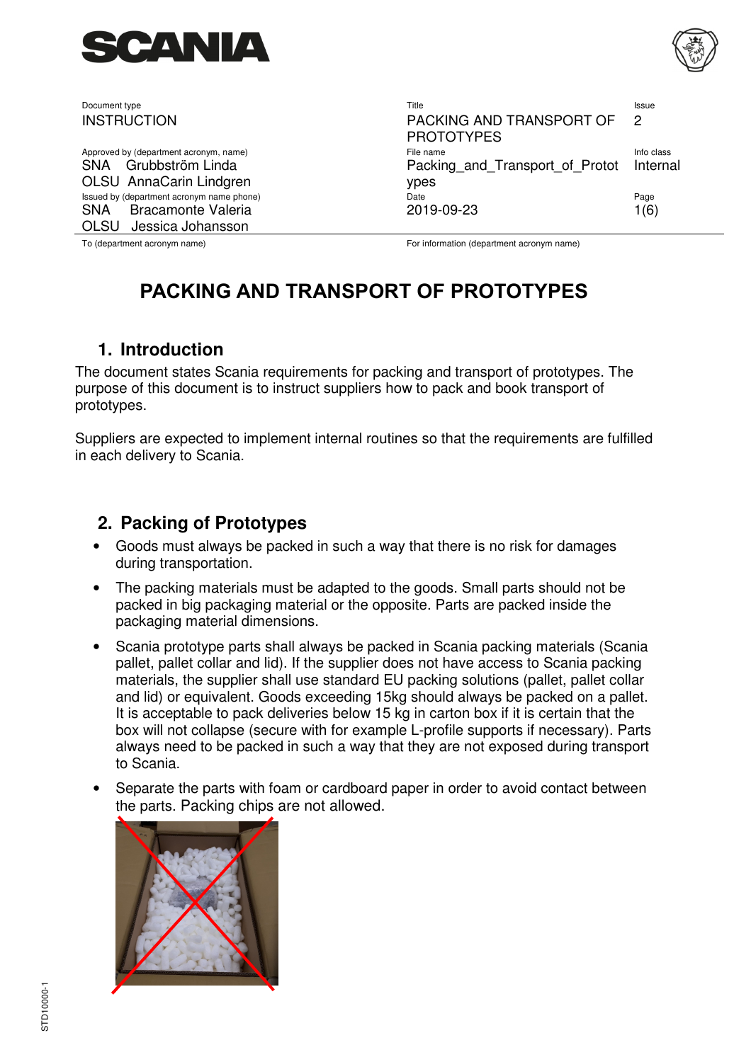| Document type | Title | Issue |
|---|---|---|
| INSTRUCTION | PACKING AND TRANSPORT OF PROTOTYPES | 2 |
| Approved by (department acronym, name) | File name | Info class |
| SNA Grubbström Linda<br>OLSU AnnaCarin Lindgren | Packing_and_Transport_of_Prototypes | Internal |
| Issued by (department acronym name phone) | Date | Page |
| SNA Bracamonte Valeria<br>OLSU Jessica Johansson | 2019-09-23 | 1(6) |
| To (department acronym name) | For information (department acronym name) | |

# PACKING AND TRANSPORT OF PROTOTYPES

## 1. Introduction

The document states Scania requirements for packing and transport of prototypes. The purpose of this document is to instruct suppliers how to pack and book transport of prototypes.

Suppliers are expected to implement internal routines so that the requirements are fulfilled in each delivery to Scania.

## 2. Packing of Prototypes

- Goods must always be packed in such a way that there is no risk for damages during transportation.
- The packing materials must be adapted to the goods. Small parts should not be packed in big packaging material or the opposite. Parts are packed inside the packaging material dimensions.
- Scania prototype parts shall always be packed in Scania packing materials (Scania pallet, pallet collar and lid). If the supplier does not have access to Scania packing materials, the supplier shall use standard EU packing solutions (pallet, pallet collar and lid) or equivalent. Goods exceeding 15kg should always be packed on a pallet. It is acceptable to pack deliveries below 15 kg in carton box if it is certain that the box will not collapse (secure with for example L-profile supports if necessary). Parts always need to be packed in such a way that they are not exposed during transport to Scania.
- Separate the parts with foam or cardboard paper in order to avoid contact between the parts. Packing chips are not allowed.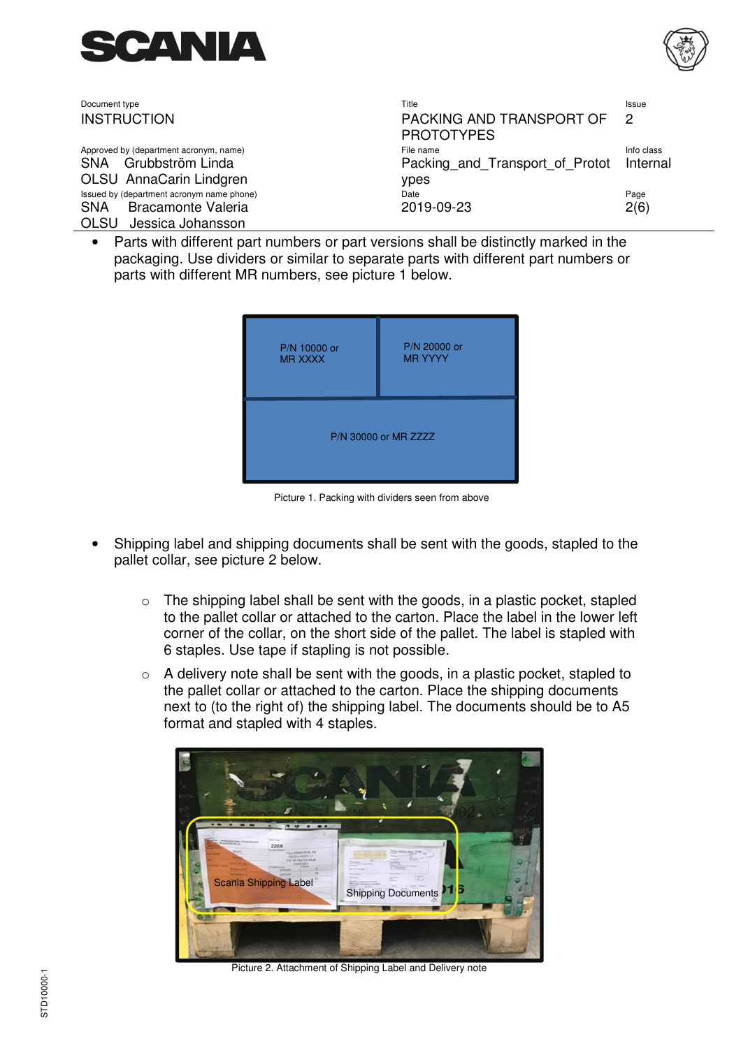- Parts with different part numbers or part versions shall be distinctly marked in the packaging. Use dividers or similar to separate parts with different part numbers or parts with different MR numbers, see picture 1 below.

P/N 10000 or MR XXXX

P/N 20000 or MR YYYY

P/N 30000 or MR ZZZZ

Picture 1. Packing with dividers seen from above

- Shipping label and shipping documents shall be sent with the goods, stapled to the pallet collar, see picture 2 below.

    - The shipping label shall be sent with the goods, in a plastic pocket, stapled to the pallet collar or attached to the carton. Place the label in the lower left corner of the collar, on the short side of the pallet. The label is stapled with 6 staples. Use tape if stapling is not possible.
    - A delivery note shall be sent with the goods, in a plastic pocket, stapled to the pallet collar or attached to the carton. Place the shipping documents next to (to the right of) the shipping label. The documents should be to A5 format and stapled with 4 staples.

Scania Shipping Label

Shipping Documents

Picture 2. Attachment of Shipping Label and Delivery note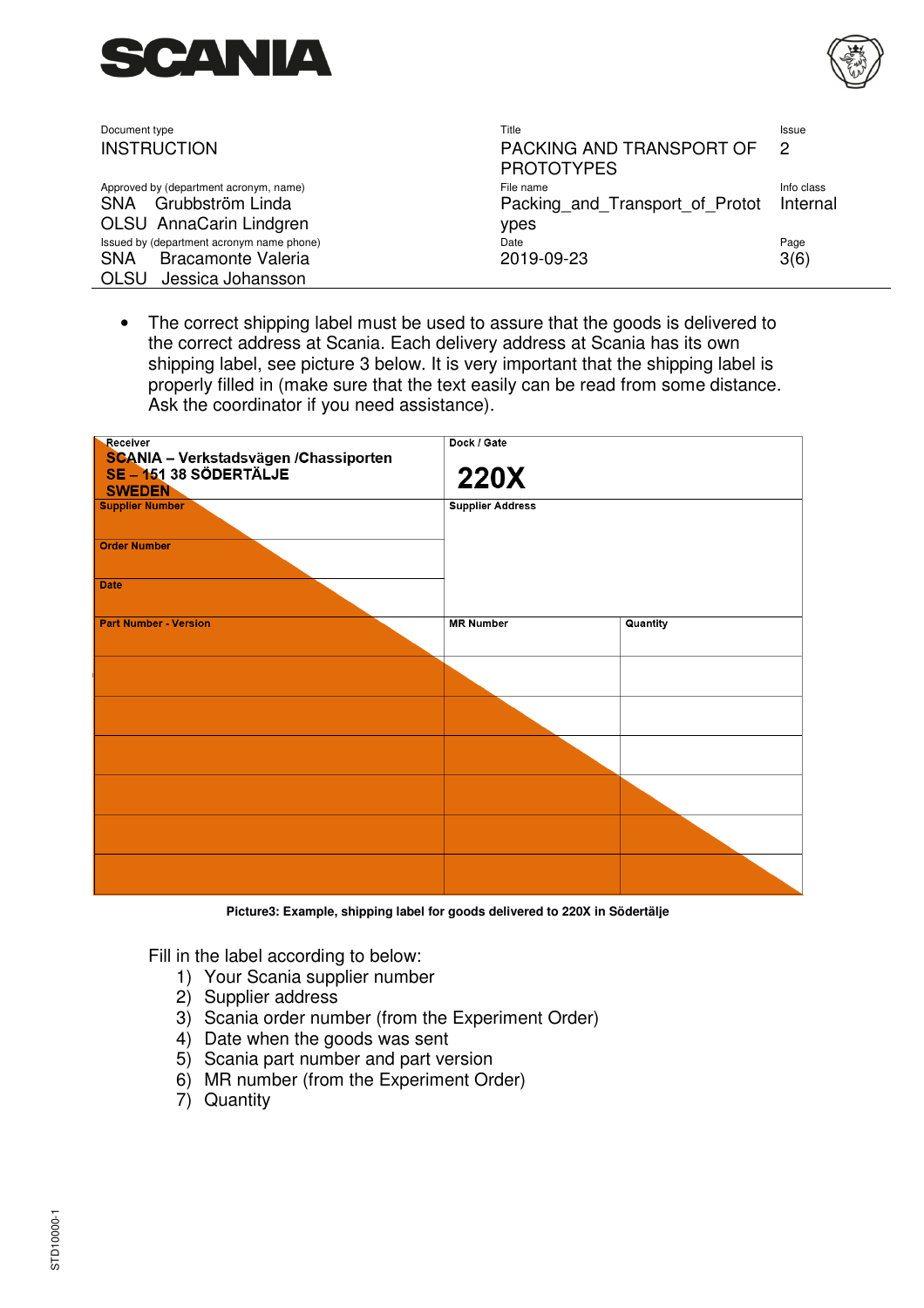| Document type | Title | Issue |
|---|---|---|
| INSTRUCTION | PACKING AND TRANSPORT OF PROTOTYPES | 2 |
| Approved by (department acronym, name) | File name | Info class |
| SNA Grubbström Linda<br>OLSU AnnaCarin Lindgren | Packing_and_Transport_of_Prototypes | Internal |
| Issued by (department acronym name phone) | Date | Page |
| SNA Bracamonte Valeria<br>OLSU Jessica Johansson | 2019-09-23 | 3(6) |

- The correct shipping label must be used to assure that the goods is delivered to the correct address at Scania. Each delivery address at Scania has its own shipping label, see picture 3 below. It is very important that the shipping label is properly filled in (make sure that the text easily can be read from some distance. Ask the coordinator if you need assistance).

| **Receiver**<br>**SCANIA – Verkstadsvägen /Chassiporten**<br>**SE – 151 38 SÖDERTÄLJE**<br>**SWEDEN** | **Dock / Gate**<br>**220X** | |
|---|---|---|
| **Supplier Number** | **Supplier Address** | |
| **Order Number** | | |
| **Date** | | |
| **Part Number - Version** | **MR Number** | **Quantity** |
| | | |
| | | |
| | | |
| | | |
| | | |
| | | |

**Picture3: Example, shipping label for goods delivered to 220X in Södertälje**

Fill in the label according to below:

1) Your Scania supplier number
2) Supplier address
3) Scania order number (from the Experiment Order)
4) Date when the goods was sent
5) Scania part number and part version
6) MR number (from the Experiment Order)
7) Quantity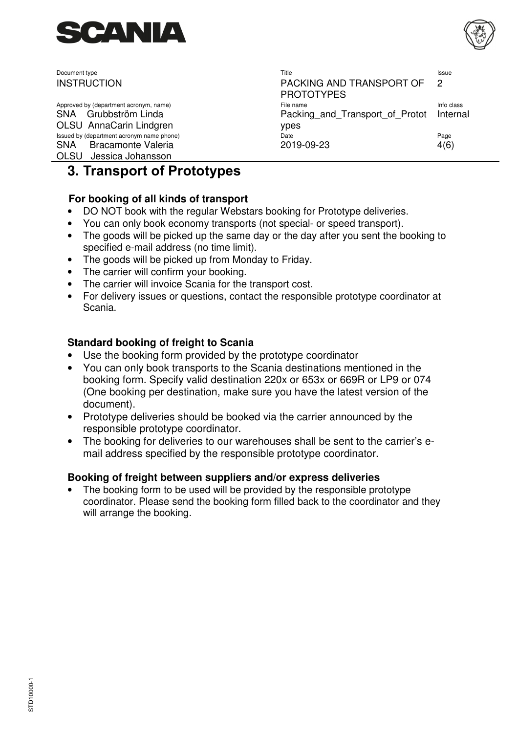# 3. Transport of Prototypes

### For booking of all kinds of transport

- DO NOT book with the regular Webstars booking for Prototype deliveries.
- You can only book economy transports (not special- or speed transport).
- The goods will be picked up the same day or the day after you sent the booking to specified e-mail address (no time limit).
- The goods will be picked up from Monday to Friday.
- The carrier will confirm your booking.
- The carrier will invoice Scania for the transport cost.
- For delivery issues or questions, contact the responsible prototype coordinator at Scania.

### Standard booking of freight to Scania

- Use the booking form provided by the prototype coordinator
- You can only book transports to the Scania destinations mentioned in the booking form. Specify valid destination 220x or 653x or 669R or LP9 or 074 (One booking per destination, make sure you have the latest version of the document).
- Prototype deliveries should be booked via the carrier announced by the responsible prototype coordinator.
- The booking for deliveries to our warehouses shall be sent to the carrier's e-mail address specified by the responsible prototype coordinator.

### Booking of freight between suppliers and/or express deliveries

- The booking form to be used will be provided by the responsible prototype coordinator. Please send the booking form filled back to the coordinator and they will arrange the booking.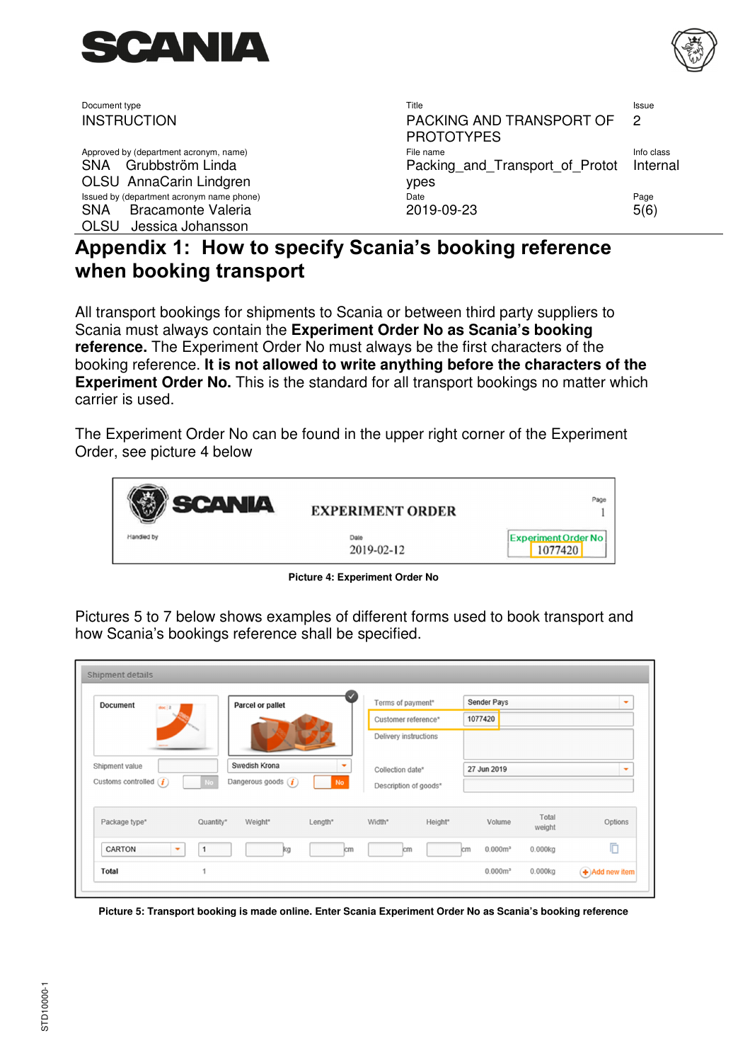# Appendix 1: How to specify Scania's booking reference when booking transport

All transport bookings for shipments to Scania or between third party suppliers to Scania must always contain the **Experiment Order No as Scania's booking reference.** The Experiment Order No must always be the first characters of the booking reference. **It is not allowed to write anything before the characters of the Experiment Order No.** This is the standard for all transport bookings no matter which carrier is used.

The Experiment Order No can be found in the upper right corner of the Experiment Order, see picture 4 below

**Picture 4: Experiment Order No**

Pictures 5 to 7 below shows examples of different forms used to book transport and how Scania's bookings reference shall be specified.

**Picture 5: Transport booking is made online. Enter Scania Experiment Order No as Scania's booking reference**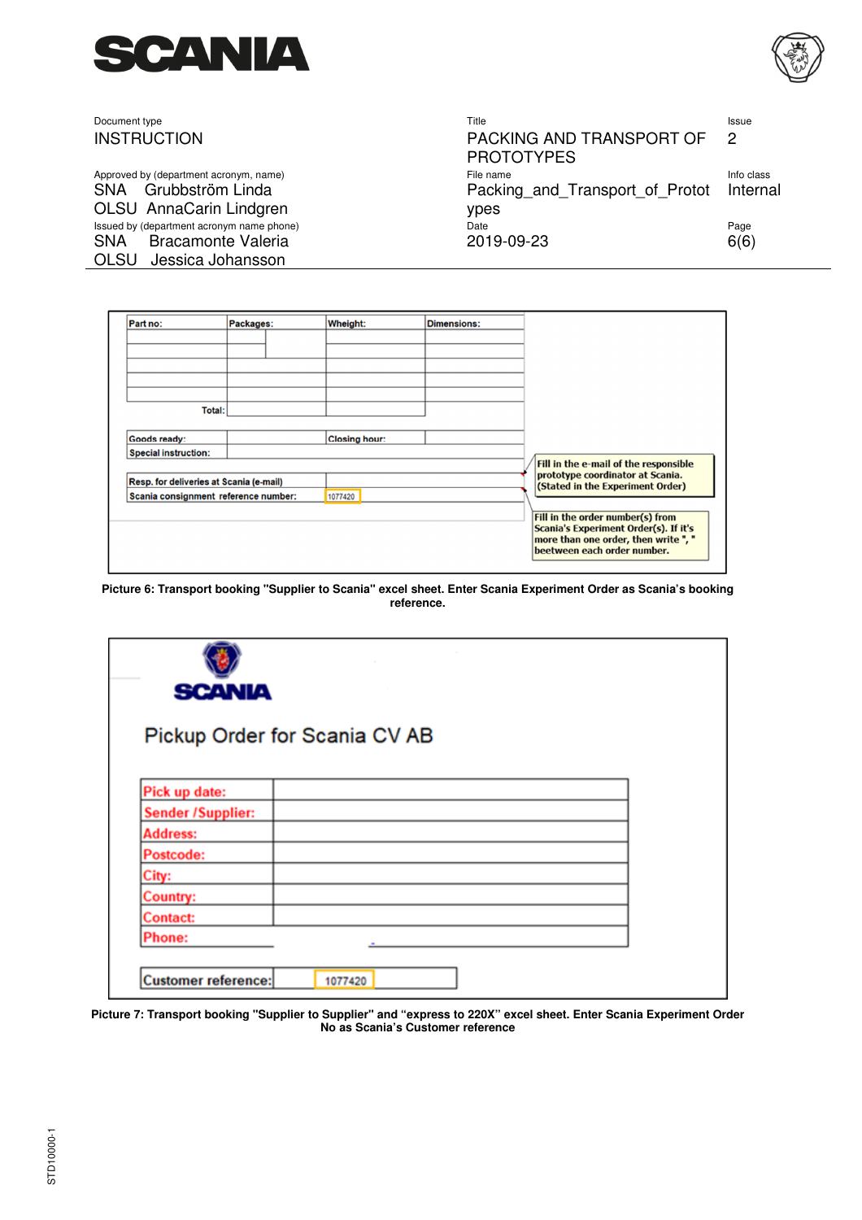| Part no: | Packages: | Wheight: | Dimensions: |
|---|---|---|---|
| | | | |
| | | | |
| | | | |
| | | | |
| | | | |
| Total: | | | |

| | | | |
|---|---|---|---|
| Goods ready: | | Closing hour: | |
| Special instruction: | | | |
| Resp. for deliveries at Scania (e-mail) | | | |
| Scania consignment reference number: | 1077420 | | |

Fill in the e-mail of the responsible prototype coordinator at Scania. (Stated in the Experiment Order)

Fill in the order number(s) from Scania's Experiment Order(s). If it's more than one order, then write "," beetween each order number.

**Picture 6: Transport booking "Supplier to Scania" excel sheet. Enter Scania Experiment Order as Scania's booking reference.**

SCANIA

Pickup Order for Scania CV AB

| | |
|---|---|
| Pick up date: | |
| Sender /Supplier: | |
| Address: | |
| Postcode: | |
| City: | |
| Country: | |
| Contact: | |
| Phone: | |

| | |
|---|---|
| Customer reference: | 1077420 |

**Picture 7: Transport booking "Supplier to Supplier" and "express to 220X" excel sheet. Enter Scania Experiment Order No as Scania's Customer reference**